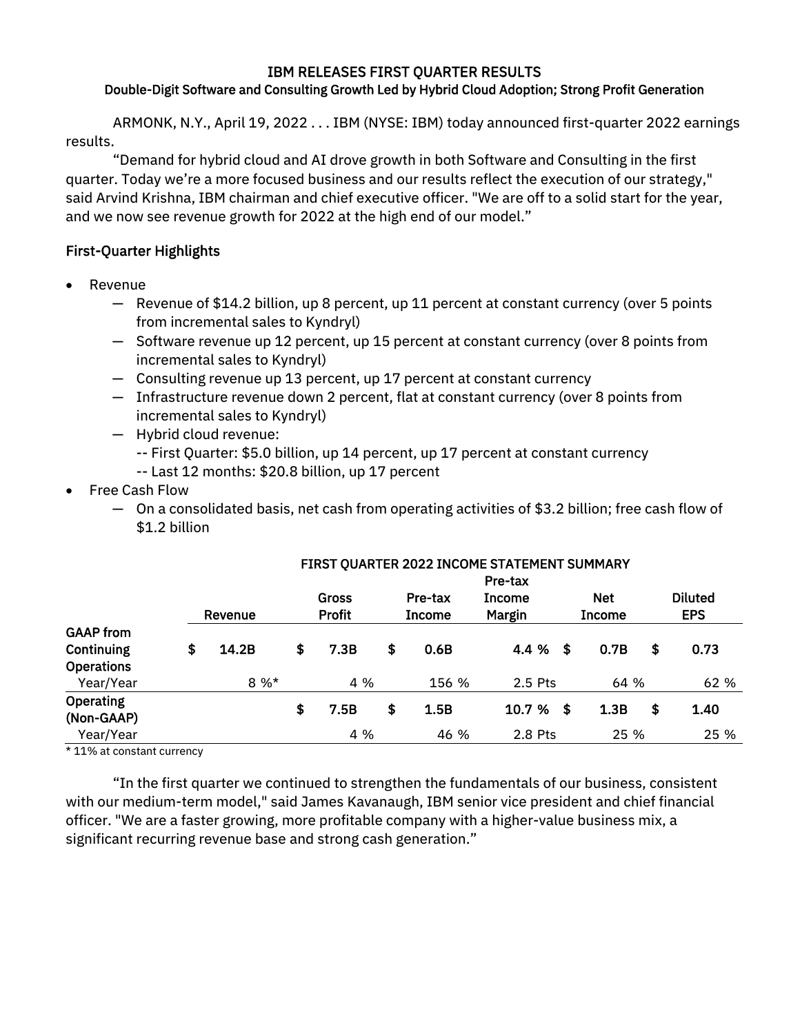# IBM RELEASES FIRST QUARTER RESULTS

### Double-Digit Software and Consulting Growth Led by Hybrid Cloud Adoption; Strong Profit Generation

ARMONK, N.Y., April 19, 2022 . . . IBM (NYSE: IBM) today announced first-quarter 2022 earnings results.

"Demand for hybrid cloud and AI drove growth in both Software and Consulting in the first quarter. Today we're a more focused business and our results reflect the execution of our strategy," said Arvind Krishna, IBM chairman and chief executive officer. "We are off to a solid start for the year, and we now see revenue growth for 2022 at the high end of our model."

## First-Quarter Highlights

- Revenue
  - Revenue of $14.2 billion, up 8 percent, up 11 percent at constant currency (over 5 points from incremental sales to Kyndryl)
  - Software revenue up 12 percent, up 15 percent at constant currency (over 8 points from incremental sales to Kyndryl)
  - Consulting revenue up 13 percent, up 17 percent at constant currency
  - Infrastructure revenue down 2 percent, flat at constant currency (over 8 points from incremental sales to Kyndryl)
  - Hybrid cloud revenue:
    - -- First Quarter: $5.0 billion, up 14 percent, up 17 percent at constant currency
    - -- Last 12 months: $20.8 billion, up 17 percent
- Free Cash Flow
  - On a consolidated basis, net cash from operating activities of $3.2 billion; free cash flow of $1.2 billion

**FIRST QUARTER 2022 INCOME STATEMENT SUMMARY**

| | Revenue | Gross Profit | Pre-tax Income | Pre-tax Income Margin | Net Income | Diluted EPS |
|---|---|---|---|---|---|---|
| **GAAP from Continuing Operations** | $ 14.2B | $ 7.3B | $ 0.6B | 4.4 % | $ 0.7B | $ 0.73 |
| Year/Year | 8 %* | 4 % | 156 % | 2.5 Pts | 64 % | 62 % |
| **Operating (Non-GAAP)** | | $ 7.5B | $ 1.5B | 10.7 % | $ 1.3B | $ 1.40 |
| Year/Year | | 4 % | 46 % | 2.8 Pts | 25 % | 25 % |

\* 11% at constant currency

"In the first quarter we continued to strengthen the fundamentals of our business, consistent with our medium-term model," said James Kavanaugh, IBM senior vice president and chief financial officer. "We are a faster growing, more profitable company with a higher-value business mix, a significant recurring revenue base and strong cash generation."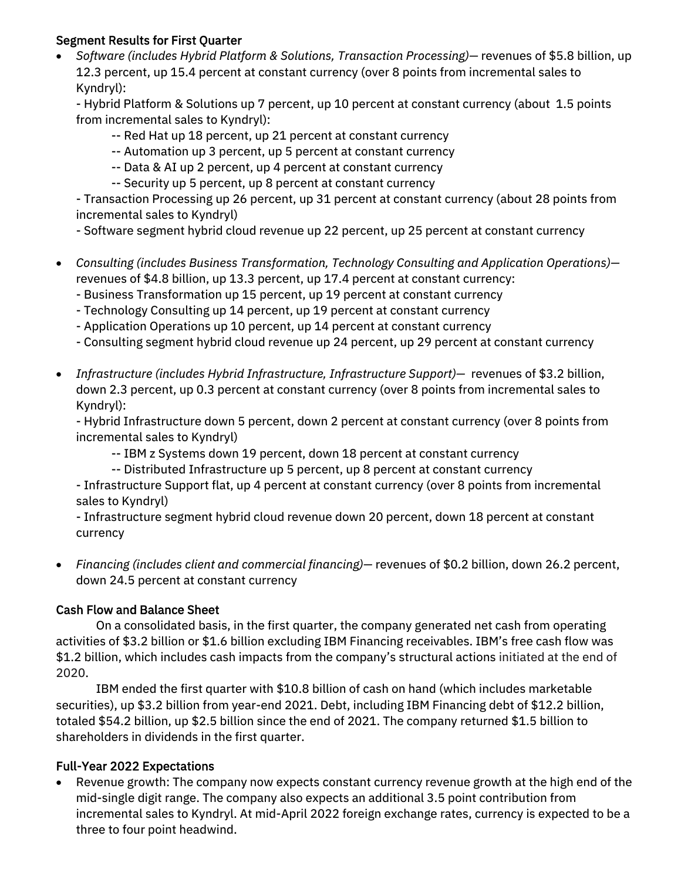### Segment Results for First Quarter

- *Software (includes Hybrid Platform & Solutions, Transaction Processing)*— revenues of $5.8 billion, up 12.3 percent, up 15.4 percent at constant currency (over 8 points from incremental sales to Kyndryl):
  - Hybrid Platform & Solutions up 7 percent, up 10 percent at constant currency (about 1.5 points from incremental sales to Kyndryl):
    - Red Hat up 18 percent, up 21 percent at constant currency
    - Automation up 3 percent, up 5 percent at constant currency
    - Data & AI up 2 percent, up 4 percent at constant currency
    - Security up 5 percent, up 8 percent at constant currency
  - Transaction Processing up 26 percent, up 31 percent at constant currency (about 28 points from incremental sales to Kyndryl)
  - Software segment hybrid cloud revenue up 22 percent, up 25 percent at constant currency

- *Consulting (includes Business Transformation, Technology Consulting and Application Operations)*— revenues of $4.8 billion, up 13.3 percent, up 17.4 percent at constant currency:
  - Business Transformation up 15 percent, up 19 percent at constant currency
  - Technology Consulting up 14 percent, up 19 percent at constant currency
  - Application Operations up 10 percent, up 14 percent at constant currency
  - Consulting segment hybrid cloud revenue up 24 percent, up 29 percent at constant currency

- *Infrastructure (includes Hybrid Infrastructure, Infrastructure Support)*— revenues of $3.2 billion, down 2.3 percent, up 0.3 percent at constant currency (over 8 points from incremental sales to Kyndryl):
  - Hybrid Infrastructure down 5 percent, down 2 percent at constant currency (over 8 points from incremental sales to Kyndryl)
    - IBM z Systems down 19 percent, down 18 percent at constant currency
    - Distributed Infrastructure up 5 percent, up 8 percent at constant currency
  - Infrastructure Support flat, up 4 percent at constant currency (over 8 points from incremental sales to Kyndryl)
  - Infrastructure segment hybrid cloud revenue down 20 percent, down 18 percent at constant currency

- *Financing (includes client and commercial financing)*— revenues of $0.2 billion, down 26.2 percent, down 24.5 percent at constant currency

### Cash Flow and Balance Sheet

On a consolidated basis, in the first quarter, the company generated net cash from operating activities of $3.2 billion or $1.6 billion excluding IBM Financing receivables. IBM's free cash flow was $1.2 billion, which includes cash impacts from the company's structural actions initiated at the end of 2020.

IBM ended the first quarter with $10.8 billion of cash on hand (which includes marketable securities), up $3.2 billion from year-end 2021. Debt, including IBM Financing debt of $12.2 billion, totaled $54.2 billion, up $2.5 billion since the end of 2021. The company returned $1.5 billion to shareholders in dividends in the first quarter.

### Full-Year 2022 Expectations

- Revenue growth: The company now expects constant currency revenue growth at the high end of the mid-single digit range. The company also expects an additional 3.5 point contribution from incremental sales to Kyndryl. At mid-April 2022 foreign exchange rates, currency is expected to be a three to four point headwind.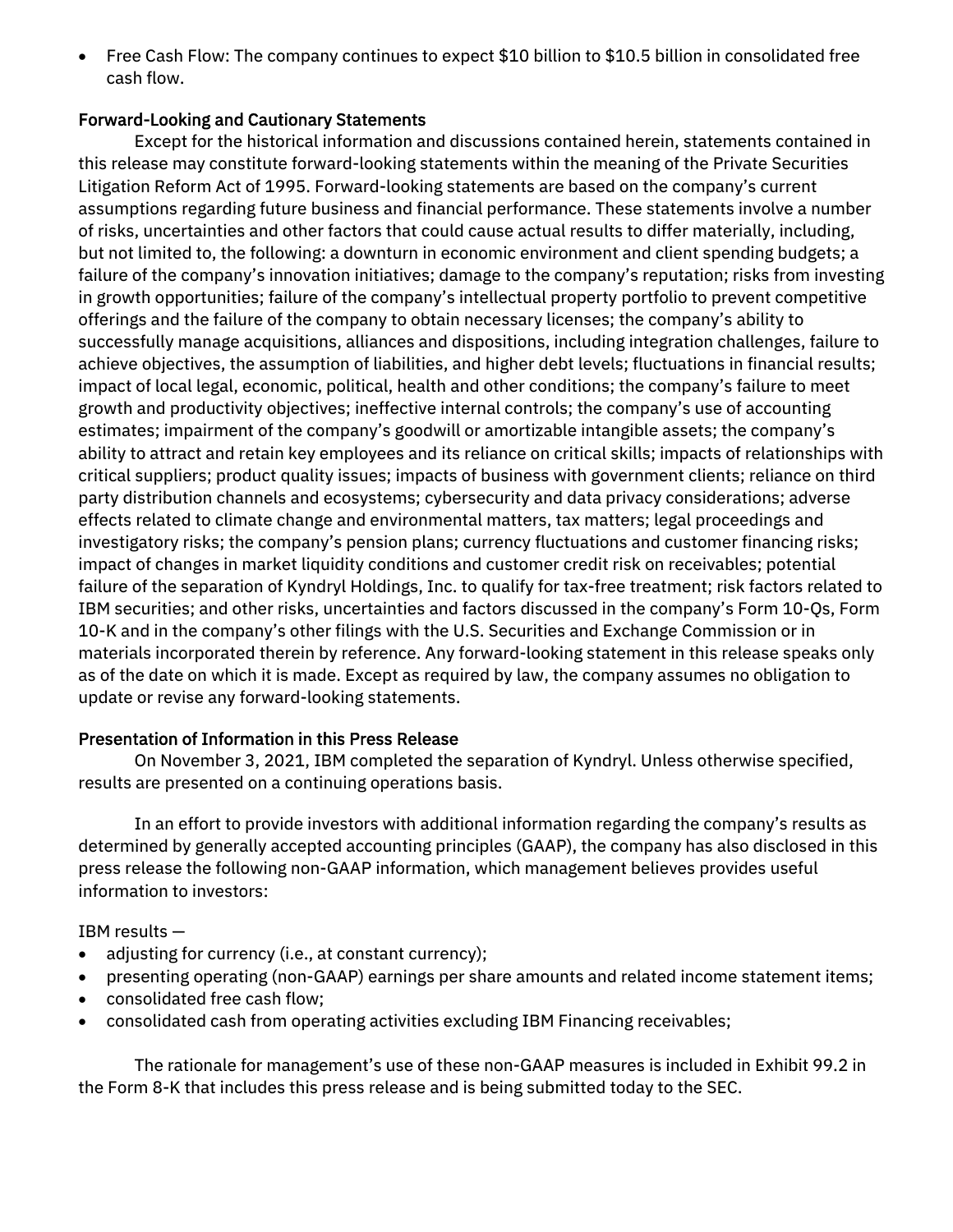- Free Cash Flow: The company continues to expect $10 billion to $10.5 billion in consolidated free cash flow.

## Forward-Looking and Cautionary Statements

Except for the historical information and discussions contained herein, statements contained in this release may constitute forward-looking statements within the meaning of the Private Securities Litigation Reform Act of 1995. Forward-looking statements are based on the company's current assumptions regarding future business and financial performance. These statements involve a number of risks, uncertainties and other factors that could cause actual results to differ materially, including, but not limited to, the following: a downturn in economic environment and client spending budgets; a failure of the company's innovation initiatives; damage to the company's reputation; risks from investing in growth opportunities; failure of the company's intellectual property portfolio to prevent competitive offerings and the failure of the company to obtain necessary licenses; the company's ability to successfully manage acquisitions, alliances and dispositions, including integration challenges, failure to achieve objectives, the assumption of liabilities, and higher debt levels; fluctuations in financial results; impact of local legal, economic, political, health and other conditions; the company's failure to meet growth and productivity objectives; ineffective internal controls; the company's use of accounting estimates; impairment of the company's goodwill or amortizable intangible assets; the company's ability to attract and retain key employees and its reliance on critical skills; impacts of relationships with critical suppliers; product quality issues; impacts of business with government clients; reliance on third party distribution channels and ecosystems; cybersecurity and data privacy considerations; adverse effects related to climate change and environmental matters, tax matters; legal proceedings and investigatory risks; the company's pension plans; currency fluctuations and customer financing risks; impact of changes in market liquidity conditions and customer credit risk on receivables; potential failure of the separation of Kyndryl Holdings, Inc. to qualify for tax-free treatment; risk factors related to IBM securities; and other risks, uncertainties and factors discussed in the company's Form 10-Qs, Form 10-K and in the company's other filings with the U.S. Securities and Exchange Commission or in materials incorporated therein by reference. Any forward-looking statement in this release speaks only as of the date on which it is made. Except as required by law, the company assumes no obligation to update or revise any forward-looking statements.

## Presentation of Information in this Press Release

On November 3, 2021, IBM completed the separation of Kyndryl. Unless otherwise specified, results are presented on a continuing operations basis.

In an effort to provide investors with additional information regarding the company's results as determined by generally accepted accounting principles (GAAP), the company has also disclosed in this press release the following non-GAAP information, which management believes provides useful information to investors:

IBM results —

- adjusting for currency (i.e., at constant currency);
- presenting operating (non-GAAP) earnings per share amounts and related income statement items;
- consolidated free cash flow;
- consolidated cash from operating activities excluding IBM Financing receivables;

The rationale for management's use of these non-GAAP measures is included in Exhibit 99.2 in the Form 8-K that includes this press release and is being submitted today to the SEC.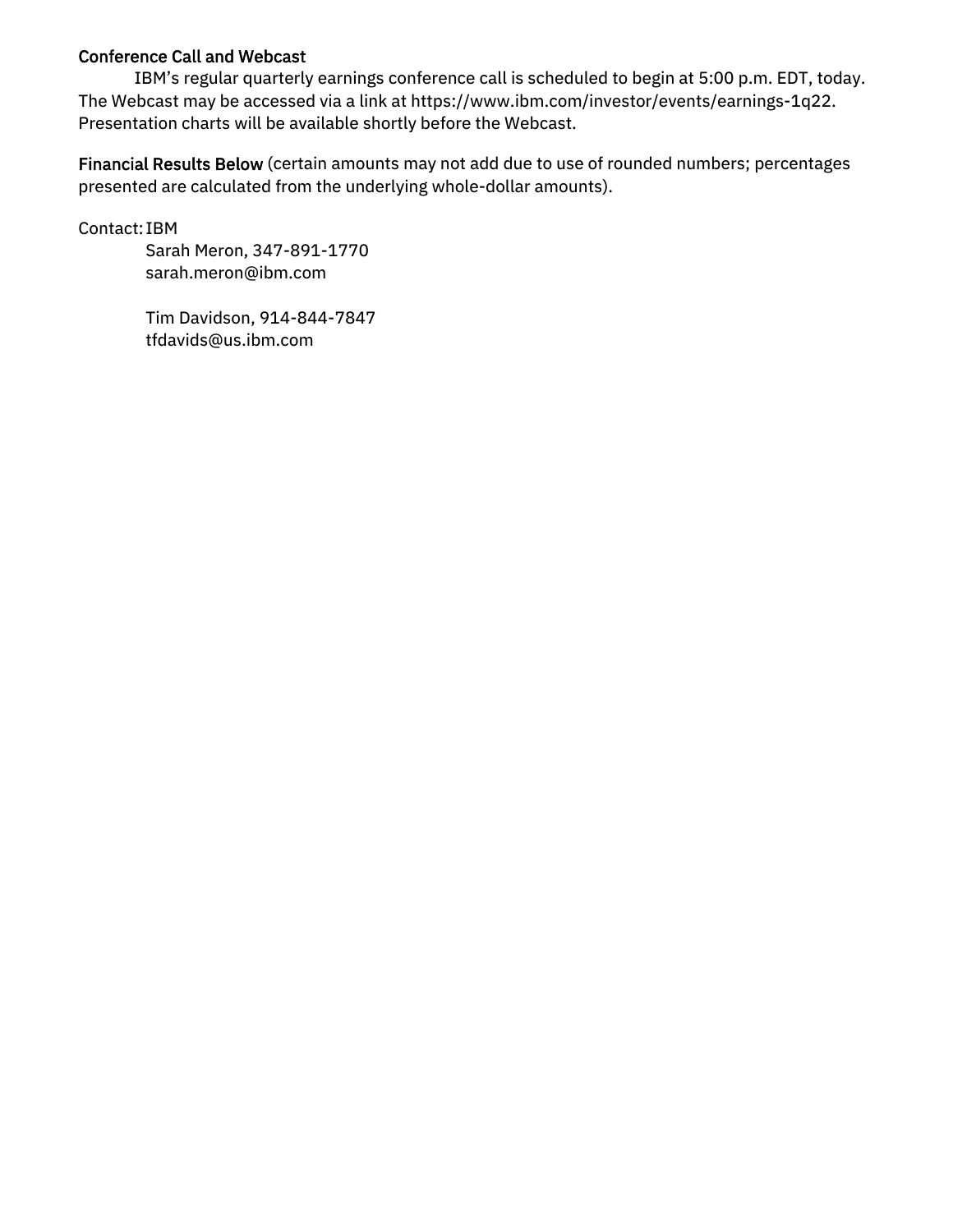**Conference Call and Webcast**

IBM's regular quarterly earnings conference call is scheduled to begin at 5:00 p.m. EDT, today. The Webcast may be accessed via a link at https://www.ibm.com/investor/events/earnings-1q22. Presentation charts will be available shortly before the Webcast.

**Financial Results Below** (certain amounts may not add due to use of rounded numbers; percentages presented are calculated from the underlying whole-dollar amounts).

Contact: IBM

Sarah Meron, 347-891-1770
sarah.meron@ibm.com

Tim Davidson, 914-844-7847
tfdavids@us.ibm.com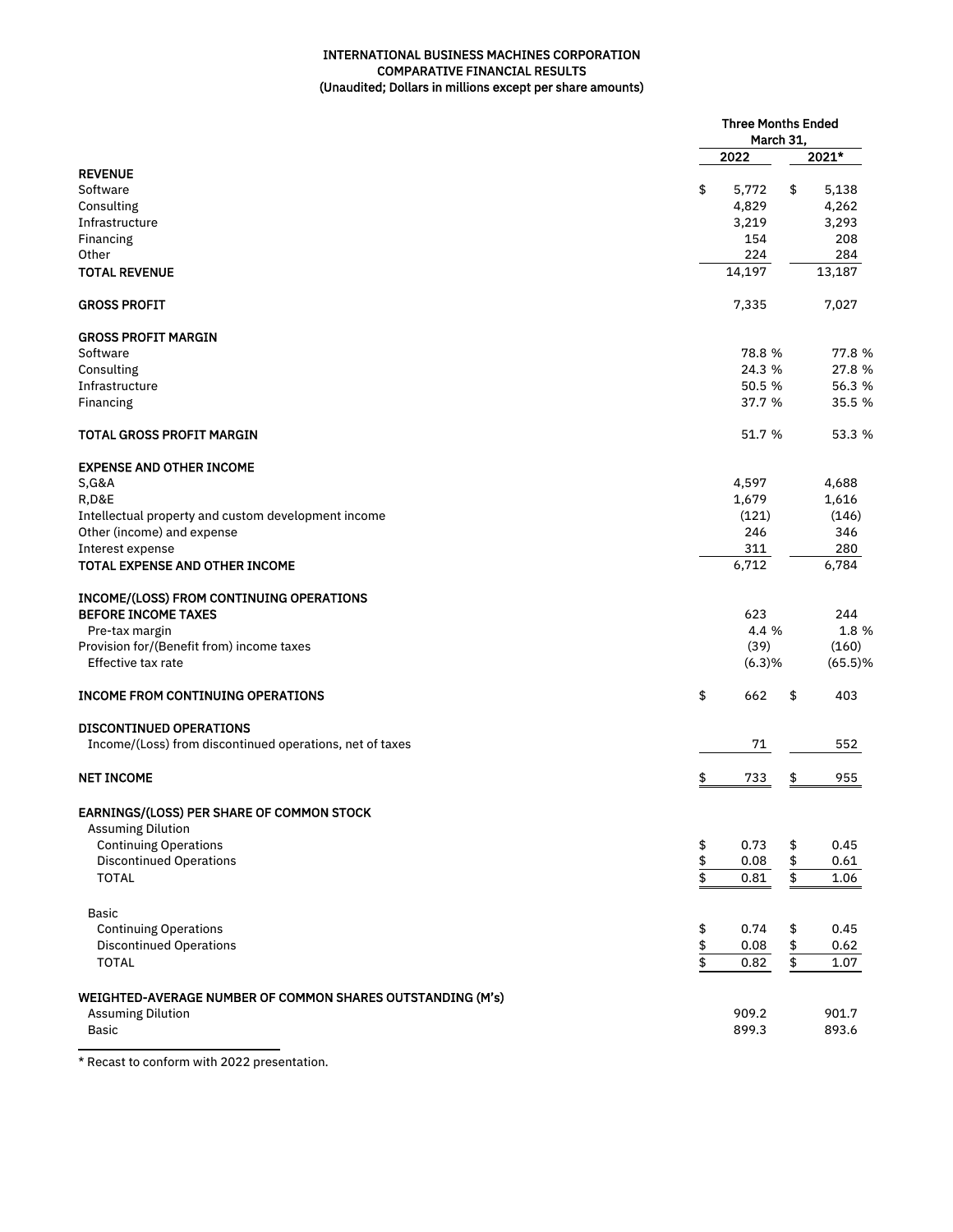**INTERNATIONAL BUSINESS MACHINES CORPORATION**
**COMPARATIVE FINANCIAL RESULTS**
**(Unaudited; Dollars in millions except per share amounts)**

| | Three Months Ended March 31, | |
|---|---|---|
| | 2022 | 2021* |
| **REVENUE** | | |
| Software | $ 5,772 | $ 5,138 |
| Consulting | 4,829 | 4,262 |
| Infrastructure | 3,219 | 3,293 |
| Financing | 154 | 208 |
| Other | 224 | 284 |
| **TOTAL REVENUE** | 14,197 | 13,187 |
| | | |
| **GROSS PROFIT** | 7,335 | 7,027 |
| | | |
| **GROSS PROFIT MARGIN** | | |
| Software | 78.8 % | 77.8 % |
| Consulting | 24.3 % | 27.8 % |
| Infrastructure | 50.5 % | 56.3 % |
| Financing | 37.7 % | 35.5 % |
| | | |
| **TOTAL GROSS PROFIT MARGIN** | 51.7 % | 53.3 % |
| | | |
| **EXPENSE AND OTHER INCOME** | | |
| S,G&A | 4,597 | 4,688 |
| R,D&E | 1,679 | 1,616 |
| Intellectual property and custom development income | (121) | (146) |
| Other (income) and expense | 246 | 346 |
| Interest expense | 311 | 280 |
| **TOTAL EXPENSE AND OTHER INCOME** | 6,712 | 6,784 |
| | | |
| **INCOME/(LOSS) FROM CONTINUING OPERATIONS BEFORE INCOME TAXES** | 623 | 244 |
| Pre-tax margin | 4.4 % | 1.8 % |
| Provision for/(Benefit from) income taxes | (39) | (160) |
| Effective tax rate | (6.3)% | (65.5)% |
| | | |
| **INCOME FROM CONTINUING OPERATIONS** | $ 662 | $ 403 |
| | | |
| **DISCONTINUED OPERATIONS** | | |
| Income/(Loss) from discontinued operations, net of taxes | 71 | 552 |
| | | |
| **NET INCOME** | $ 733 | $ 955 |
| | | |
| **EARNINGS/(LOSS) PER SHARE OF COMMON STOCK** | | |
| Assuming Dilution | | |
| Continuing Operations | $ 0.73 | $ 0.45 |
| Discontinued Operations | $ 0.08 | $ 0.61 |
| TOTAL | $ 0.81 | $ 1.06 |
| | | |
| Basic | | |
| Continuing Operations | $ 0.74 | $ 0.45 |
| Discontinued Operations | $ 0.08 | $ 0.62 |
| TOTAL | $ 0.82 | $ 1.07 |
| | | |
| **WEIGHTED-AVERAGE NUMBER OF COMMON SHARES OUTSTANDING (M's)** | | |
| Assuming Dilution | 909.2 | 901.7 |
| Basic | 899.3 | 893.6 |

* Recast to conform with 2022 presentation.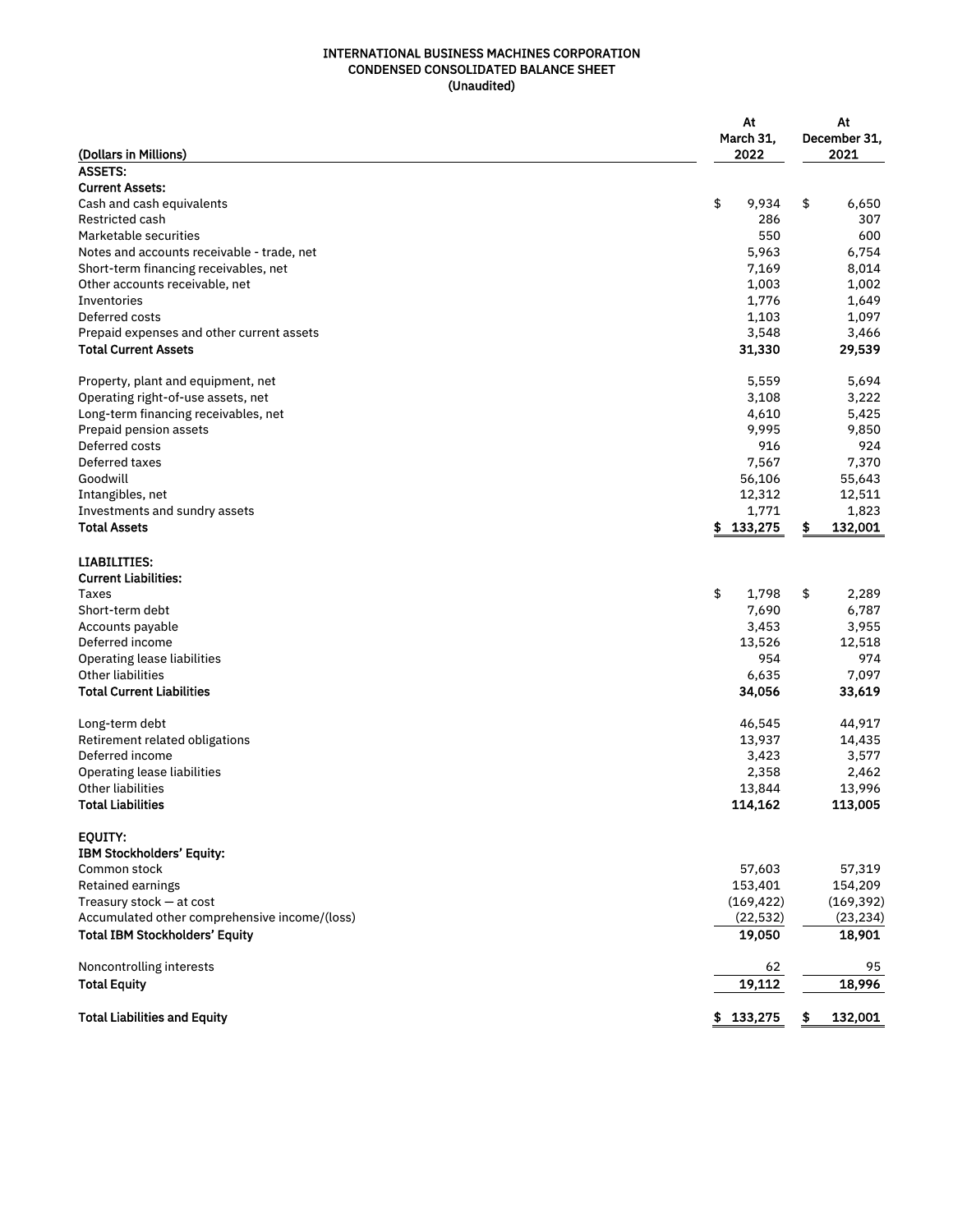# INTERNATIONAL BUSINESS MACHINES CORPORATION
## CONDENSED CONSOLIDATED BALANCE SHEET
### (Unaudited)

| (Dollars in Millions) | At March 31, 2022 | At December 31, 2021 |
|---|---|---|
| **ASSETS:** | | |
| **Current Assets:** | | |
| Cash and cash equivalents | $ 9,934 | $ 6,650 |
| Restricted cash | 286 | 307 |
| Marketable securities | 550 | 600 |
| Notes and accounts receivable - trade, net | 5,963 | 6,754 |
| Short-term financing receivables, net | 7,169 | 8,014 |
| Other accounts receivable, net | 1,003 | 1,002 |
| Inventories | 1,776 | 1,649 |
| Deferred costs | 1,103 | 1,097 |
| Prepaid expenses and other current assets | 3,548 | 3,466 |
| **Total Current Assets** | **31,330** | **29,539** |
| | | |
| Property, plant and equipment, net | 5,559 | 5,694 |
| Operating right-of-use assets, net | 3,108 | 3,222 |
| Long-term financing receivables, net | 4,610 | 5,425 |
| Prepaid pension assets | 9,995 | 9,850 |
| Deferred costs | 916 | 924 |
| Deferred taxes | 7,567 | 7,370 |
| Goodwill | 56,106 | 55,643 |
| Intangibles, net | 12,312 | 12,511 |
| Investments and sundry assets | 1,771 | 1,823 |
| **Total Assets** | **$ 133,275** | **$ 132,001** |
| | | |
| **LIABILITIES:** | | |
| **Current Liabilities:** | | |
| Taxes | $ 1,798 | $ 2,289 |
| Short-term debt | 7,690 | 6,787 |
| Accounts payable | 3,453 | 3,955 |
| Deferred income | 13,526 | 12,518 |
| Operating lease liabilities | 954 | 974 |
| Other liabilities | 6,635 | 7,097 |
| **Total Current Liabilities** | **34,056** | **33,619** |
| | | |
| Long-term debt | 46,545 | 44,917 |
| Retirement related obligations | 13,937 | 14,435 |
| Deferred income | 3,423 | 3,577 |
| Operating lease liabilities | 2,358 | 2,462 |
| Other liabilities | 13,844 | 13,996 |
| **Total Liabilities** | **114,162** | **113,005** |
| | | |
| **EQUITY:** | | |
| **IBM Stockholders' Equity:** | | |
| Common stock | 57,603 | 57,319 |
| Retained earnings | 153,401 | 154,209 |
| Treasury stock — at cost | (169,422) | (169,392) |
| Accumulated other comprehensive income/(loss) | (22,532) | (23,234) |
| **Total IBM Stockholders' Equity** | **19,050** | **18,901** |
| | | |
| Noncontrolling interests | 62 | 95 |
| **Total Equity** | **19,112** | **18,996** |
| | | |
| **Total Liabilities and Equity** | **$ 133,275** | **$ 132,001** |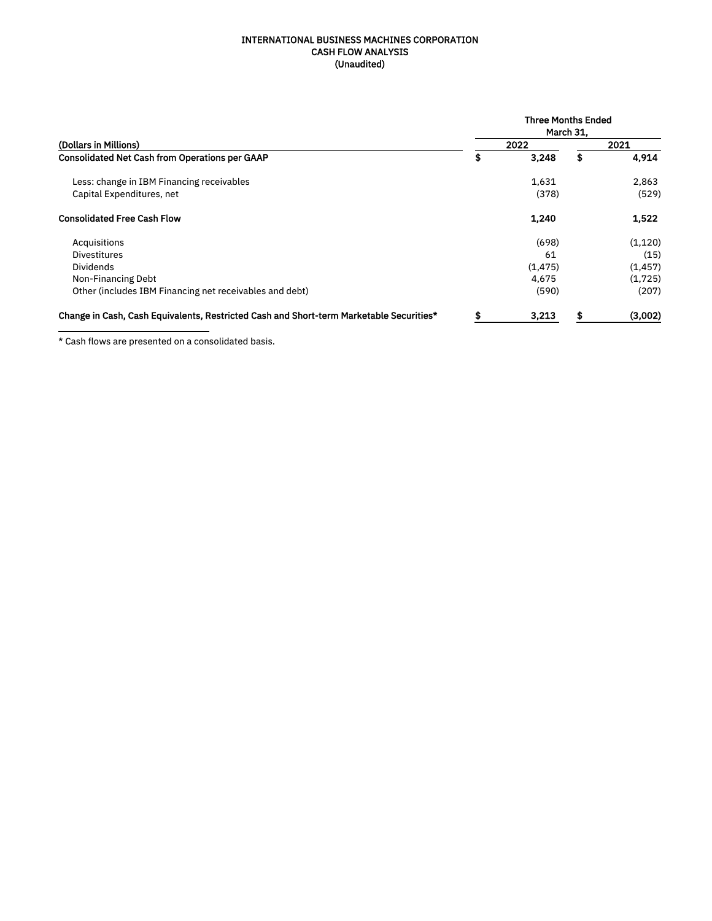# INTERNATIONAL BUSINESS MACHINES CORPORATION
## CASH FLOW ANALYSIS
### (Unaudited)

| | Three Months Ended March 31, | |
|---|---|---|
| **(Dollars in Millions)** | **2022** | **2021** |
| **Consolidated Net Cash from Operations per GAAP** | **$ 3,248** | **$ 4,914** |
| Less: change in IBM Financing receivables | 1,631 | 2,863 |
| Capital Expenditures, net | (378) | (529) |
| **Consolidated Free Cash Flow** | **1,240** | **1,522** |
| Acquisitions | (698) | (1,120) |
| Divestitures | 61 | (15) |
| Dividends | (1,475) | (1,457) |
| Non-Financing Debt | 4,675 | (1,725) |
| Other (includes IBM Financing net receivables and debt) | (590) | (207) |
| **Change in Cash, Cash Equivalents, Restricted Cash and Short-term Marketable Securities*** | **$ 3,213** | **$ (3,002)** |

* Cash flows are presented on a consolidated basis.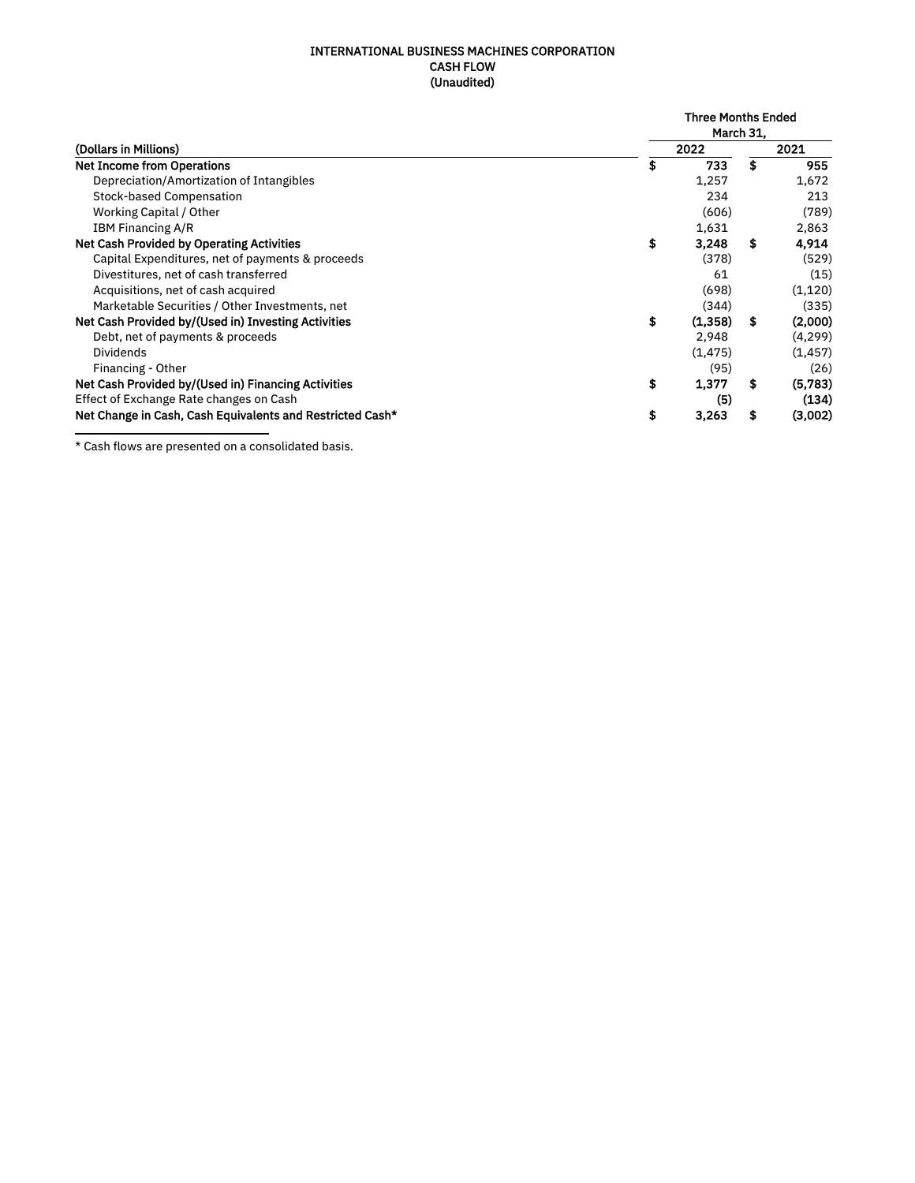# INTERNATIONAL BUSINESS MACHINES CORPORATION
## CASH FLOW
### (Unaudited)

| (Dollars in Millions) | Three Months Ended March 31, 2022 | 2021 |
|---|---|---|
| **Net Income from Operations** | **$ 733** | **$ 955** |
| Depreciation/Amortization of Intangibles | 1,257 | 1,672 |
| Stock-based Compensation | 234 | 213 |
| Working Capital / Other | (606) | (789) |
| IBM Financing A/R | 1,631 | 2,863 |
| **Net Cash Provided by Operating Activities** | **$ 3,248** | **$ 4,914** |
| Capital Expenditures, net of payments & proceeds | (378) | (529) |
| Divestitures, net of cash transferred | 61 | (15) |
| Acquisitions, net of cash acquired | (698) | (1,120) |
| Marketable Securities / Other Investments, net | (344) | (335) |
| **Net Cash Provided by/(Used in) Investing Activities** | **$ (1,358)** | **$ (2,000)** |
| Debt, net of payments & proceeds | 2,948 | (4,299) |
| Dividends | (1,475) | (1,457) |
| Financing - Other | (95) | (26) |
| **Net Cash Provided by/(Used in) Financing Activities** | **$ 1,377** | **$ (5,783)** |
| Effect of Exchange Rate changes on Cash | **(5)** | **(134)** |
| **Net Change in Cash, Cash Equivalents and Restricted Cash*** | **$ 3,263** | **$ (3,002)** |

* Cash flows are presented on a consolidated basis.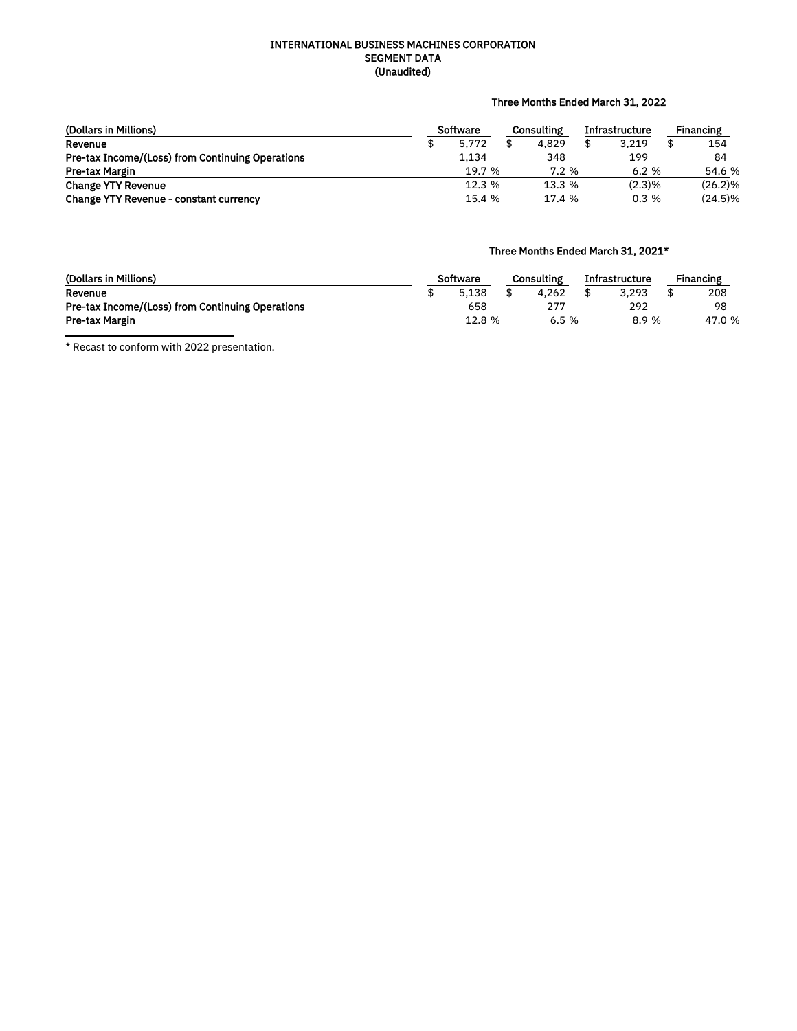# INTERNATIONAL BUSINESS MACHINES CORPORATION
## SEGMENT DATA
### (Unaudited)

| (Dollars in Millions) | Three Months Ended March 31, 2022 | | | |
|---|---|---|---|---|
| | Software | Consulting | Infrastructure | Financing |
| Revenue | $ 5,772 | $ 4,829 | $ 3,219 | $ 154 |
| Pre-tax Income/(Loss) from Continuing Operations | 1,134 | 348 | 199 | 84 |
| Pre-tax Margin | 19.7 % | 7.2 % | 6.2 % | 54.6 % |
| Change YTY Revenue | 12.3 % | 13.3 % | (2.3)% | (26.2)% |
| Change YTY Revenue - constant currency | 15.4 % | 17.4 % | 0.3 % | (24.5)% |

| (Dollars in Millions) | Three Months Ended March 31, 2021* | | | |
|---|---|---|---|---|
| | Software | Consulting | Infrastructure | Financing |
| Revenue | $ 5,138 | $ 4,262 | $ 3,293 | $ 208 |
| Pre-tax Income/(Loss) from Continuing Operations | 658 | 277 | 292 | 98 |
| Pre-tax Margin | 12.8 % | 6.5 % | 8.9 % | 47.0 % |

* Recast to conform with 2022 presentation.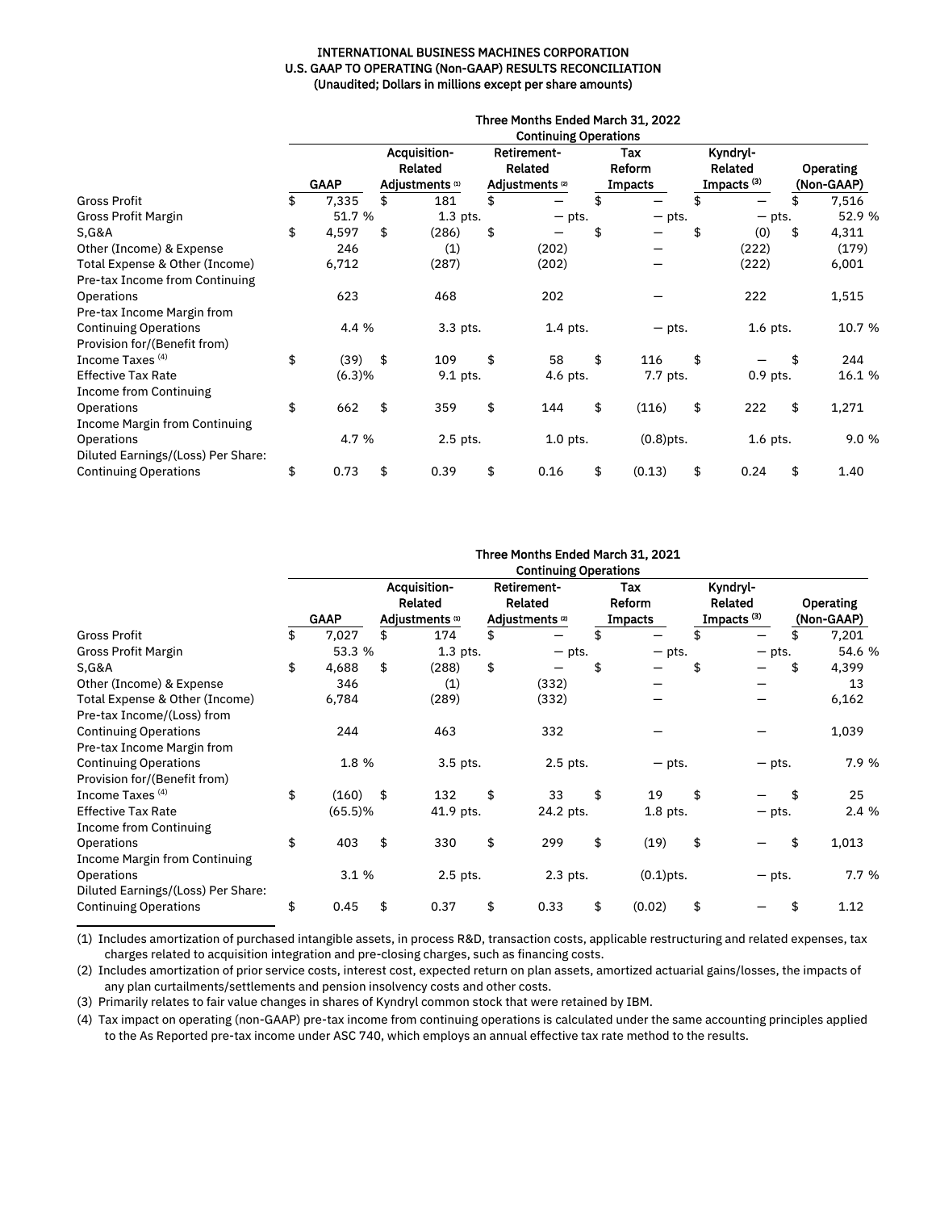**INTERNATIONAL BUSINESS MACHINES CORPORATION**
**U.S. GAAP TO OPERATING (Non-GAAP) RESULTS RECONCILIATION**
**(Unaudited; Dollars in millions except per share amounts)**

| | Three Months Ended March 31, 2022 Continuing Operations | | | | | |
|---|---|---|---|---|---|---|
| | GAAP | Acquisition-Related Adjustments (1) | Retirement-Related Adjustments (2) | Tax Reform Impacts | Kyndryl-Related Impacts (3) | Operating (Non-GAAP) |
| Gross Profit | $ 7,335 | $ 181 | $ — | $ — | $ — | $ 7,516 |
| Gross Profit Margin | 51.7 % | 1.3 pts. | — pts. | — pts. | — pts. | 52.9 % |
| S,G&A | $ 4,597 | $ (286) | $ — | $ — | $ (0) | $ 4,311 |
| Other (Income) & Expense | 246 | (1) | (202) | — | (222) | (179) |
| Total Expense & Other (Income) | 6,712 | (287) | (202) | — | (222) | 6,001 |
| Pre-tax Income from Continuing Operations | 623 | 468 | 202 | — | 222 | 1,515 |
| Pre-tax Income Margin from Continuing Operations | 4.4 % | 3.3 pts. | 1.4 pts. | — pts. | 1.6 pts. | 10.7 % |
| Provision for/(Benefit from) Income Taxes (4) | $ (39) | $ 109 | $ 58 | $ 116 | $ — | $ 244 |
| Effective Tax Rate | (6.3)% | 9.1 pts. | 4.6 pts. | 7.7 pts. | 0.9 pts. | 16.1 % |
| Income from Continuing Operations | $ 662 | $ 359 | $ 144 | $ (116) | $ 222 | $ 1,271 |
| Income Margin from Continuing Operations | 4.7 % | 2.5 pts. | 1.0 pts. | (0.8)pts. | 1.6 pts. | 9.0 % |
| Diluted Earnings/(Loss) Per Share: Continuing Operations | $ 0.73 | $ 0.39 | $ 0.16 | $ (0.13) | $ 0.24 | $ 1.40 |

| | Three Months Ended March 31, 2021 Continuing Operations | | | | | |
|---|---|---|---|---|---|---|
| | GAAP | Acquisition-Related Adjustments (1) | Retirement-Related Adjustments (2) | Tax Reform Impacts | Kyndryl-Related Impacts (3) | Operating (Non-GAAP) |
| Gross Profit | $ 7,027 | $ 174 | $ — | $ — | $ — | $ 7,201 |
| Gross Profit Margin | 53.3 % | 1.3 pts. | — pts. | — pts. | — pts. | 54.6 % |
| S,G&A | $ 4,688 | $ (288) | $ — | $ — | $ — | $ 4,399 |
| Other (Income) & Expense | 346 | (1) | (332) | — | — | 13 |
| Total Expense & Other (Income) | 6,784 | (289) | (332) | — | — | 6,162 |
| Pre-tax Income/(Loss) from Continuing Operations | 244 | 463 | 332 | — | — | 1,039 |
| Pre-tax Income Margin from Continuing Operations | 1.8 % | 3.5 pts. | 2.5 pts. | — pts. | — pts. | 7.9 % |
| Provision for/(Benefit from) Income Taxes (4) | $ (160) | $ 132 | $ 33 | $ 19 | $ — | $ 25 |
| Effective Tax Rate | (65.5)% | 41.9 pts. | 24.2 pts. | 1.8 pts. | — pts. | 2.4 % |
| Income from Continuing Operations | $ 403 | $ 330 | $ 299 | $ (19) | $ — | $ 1,013 |
| Income Margin from Continuing Operations | 3.1 % | 2.5 pts. | 2.3 pts. | (0.1)pts. | — pts. | 7.7 % |
| Diluted Earnings/(Loss) Per Share: Continuing Operations | $ 0.45 | $ 0.37 | $ 0.33 | $ (0.02) | $ — | $ 1.12 |

(1) Includes amortization of purchased intangible assets, in process R&D, transaction costs, applicable restructuring and related expenses, tax charges related to acquisition integration and pre-closing charges, such as financing costs.

(2) Includes amortization of prior service costs, interest cost, expected return on plan assets, amortized actuarial gains/losses, the impacts of any plan curtailments/settlements and pension insolvency costs and other costs.

(3) Primarily relates to fair value changes in shares of Kyndryl common stock that were retained by IBM.

(4) Tax impact on operating (non-GAAP) pre-tax income from continuing operations is calculated under the same accounting principles applied to the As Reported pre-tax income under ASC 740, which employs an annual effective tax rate method to the results.